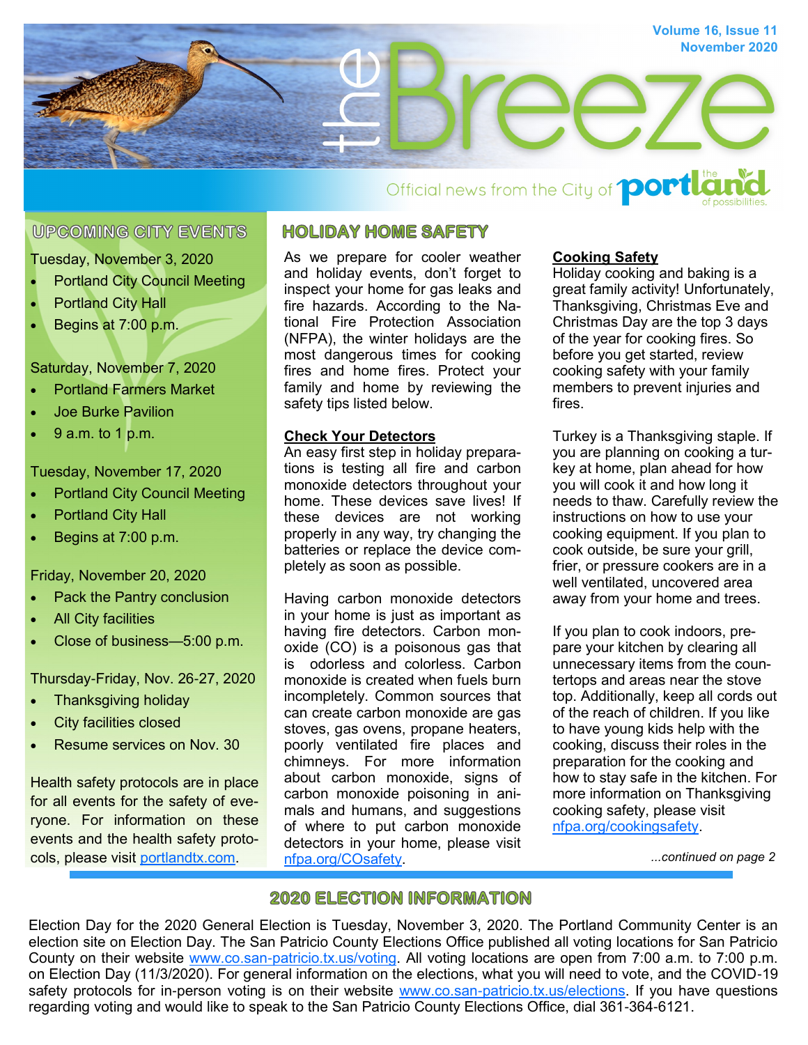# the Breeze

Volume 16, Issue 11
November 2020

Official news from the City of Portland — the land of possibilities.

## UPCOMING CITY EVENTS

Tuesday, November 3, 2020

- Portland City Council Meeting
- Portland City Hall
- Begins at 7:00 p.m.

Saturday, November 7, 2020

- Portland Farmers Market
- Joe Burke Pavilion
- 9 a.m. to 1 p.m.

Tuesday, November 17, 2020

- Portland City Council Meeting
- Portland City Hall
- Begins at 7:00 p.m.

Friday, November 20, 2020

- Pack the Pantry conclusion
- All City facilities
- Close of business—5:00 p.m.

Thursday-Friday, Nov. 26-27, 2020

- Thanksgiving holiday
- City facilities closed
- Resume services on Nov. 30

Health safety protocols are in place for all events for the safety of everyone. For information on these events and the health safety protocols, please visit portlandtx.com.

## HOLIDAY HOME SAFETY

As we prepare for cooler weather and holiday events, don't forget to inspect your home for gas leaks and fire hazards. According to the National Fire Protection Association (NFPA), the winter holidays are the most dangerous times for cooking fires and home fires. Protect your family and home by reviewing the safety tips listed below.

**Check Your Detectors**

An easy first step in holiday preparations is testing all fire and carbon monoxide detectors throughout your home. These devices save lives! If these devices are not working properly in any way, try changing the batteries or replace the device completely as soon as possible.

Having carbon monoxide detectors in your home is just as important as having fire detectors. Carbon monoxide (CO) is a poisonous gas that is odorless and colorless. Carbon monoxide is created when fuels burn incompletely. Common sources that can create carbon monoxide are gas stoves, gas ovens, propane heaters, poorly ventilated fire places and chimneys. For more information about carbon monoxide, signs of carbon monoxide poisoning in animals and humans, and suggestions of where to put carbon monoxide detectors in your home, please visit nfpa.org/COsafety.

**Cooking Safety**

Holiday cooking and baking is a great family activity! Unfortunately, Thanksgiving, Christmas Eve and Christmas Day are the top 3 days of the year for cooking fires. So before you get started, review cooking safety with your family members to prevent injuries and fires.

Turkey is a Thanksgiving staple. If you are planning on cooking a turkey at home, plan ahead for how you will cook it and how long it needs to thaw. Carefully review the instructions on how to use your cooking equipment. If you plan to cook outside, be sure your grill, frier, or pressure cookers are in a well ventilated, uncovered area away from your home and trees.

If you plan to cook indoors, prepare your kitchen by clearing all unnecessary items from the countertops and areas near the stove top. Additionally, keep all cords out of the reach of children. If you like to have young kids help with the cooking, discuss their roles in the preparation for the cooking and how to stay safe in the kitchen. For more information on Thanksgiving cooking safety, please visit nfpa.org/cookingsafety.

*...continued on page 2*

## 2020 ELECTION INFORMATION

Election Day for the 2020 General Election is Tuesday, November 3, 2020. The Portland Community Center is an election site on Election Day. The San Patricio County Elections Office published all voting locations for San Patricio County on their website www.co.san-patricio.tx.us/voting. All voting locations are open from 7:00 a.m. to 7:00 p.m. on Election Day (11/3/2020). For general information on the elections, what you will need to vote, and the COVID-19 safety protocols for in-person voting is on their website www.co.san-patricio.tx.us/elections. If you have questions regarding voting and would like to speak to the San Patricio County Elections Office, dial 361-364-6121.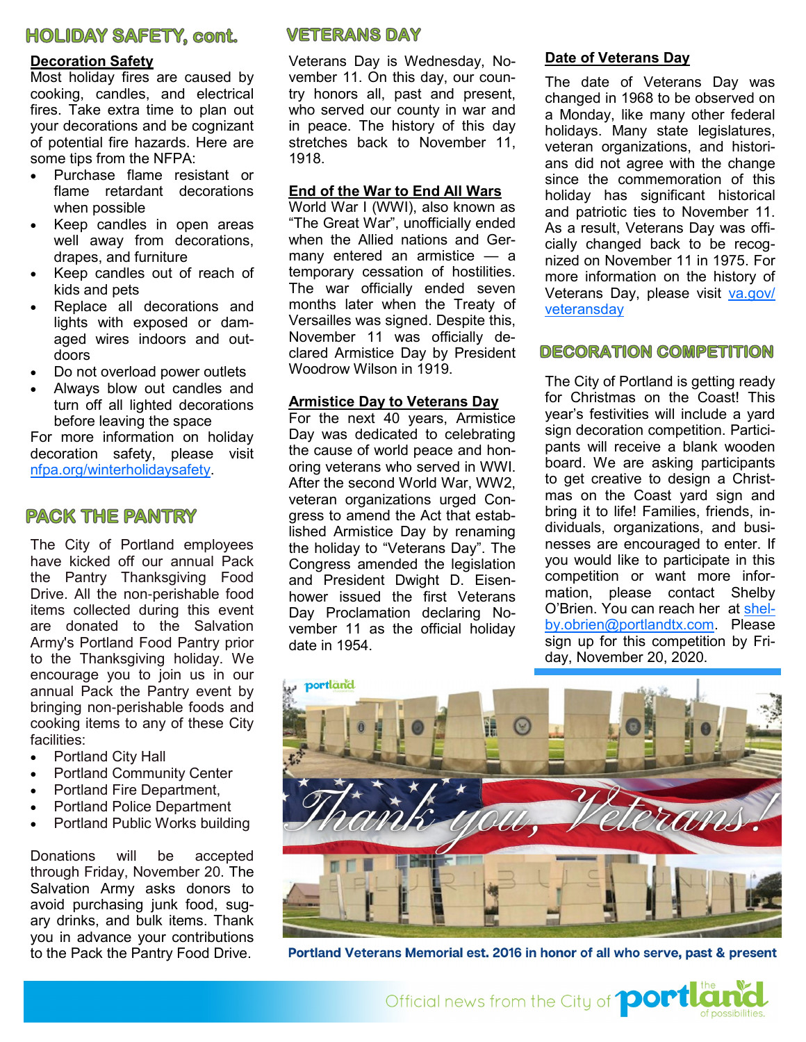## HOLIDAY SAFETY, cont.

**Decoration Safety**

Most holiday fires are caused by cooking, candles, and electrical fires. Take extra time to plan out your decorations and be cognizant of potential fire hazards. Here are some tips from the NFPA:

- Purchase flame resistant or flame retardant decorations when possible
- Keep candles in open areas well away from decorations, drapes, and furniture
- Keep candles out of reach of kids and pets
- Replace all decorations and lights with exposed or damaged wires indoors and outdoors
- Do not overload power outlets
- Always blow out candles and turn off all lighted decorations before leaving the space

For more information on holiday decoration safety, please visit nfpa.org/winterholidaysafety.

## PACK THE PANTRY

The City of Portland employees have kicked off our annual Pack the Pantry Thanksgiving Food Drive. All the non-perishable food items collected during this event are donated to the Salvation Army's Portland Food Pantry prior to the Thanksgiving holiday. We encourage you to join us in our annual Pack the Pantry event by bringing non-perishable foods and cooking items to any of these City facilities:

- Portland City Hall
- Portland Community Center
- Portland Fire Department,
- Portland Police Department
- Portland Public Works building

Donations will be accepted through Friday, November 20. The Salvation Army asks donors to avoid purchasing junk food, sugary drinks, and bulk items. Thank you in advance your contributions to the Pack the Pantry Food Drive.

## VETERANS DAY

Veterans Day is Wednesday, November 11. On this day, our country honors all, past and present, who served our county in war and in peace. The history of this day stretches back to November 11, 1918.

**End of the War to End All Wars**

World War I (WWI), also known as "The Great War", unofficially ended when the Allied nations and Germany entered an armistice — a temporary cessation of hostilities. The war officially ended seven months later when the Treaty of Versailles was signed. Despite this, November 11 was officially declared Armistice Day by President Woodrow Wilson in 1919.

**Armistice Day to Veterans Day**

For the next 40 years, Armistice Day was dedicated to celebrating the cause of world peace and honoring veterans who served in WWI. After the second World War, WW2, veteran organizations urged Congress to amend the Act that established Armistice Day by renaming the holiday to "Veterans Day". The Congress amended the legislation and President Dwight D. Eisenhower issued the first Veterans Day Proclamation declaring November 11 as the official holiday date in 1954.

**Date of Veterans Day**

The date of Veterans Day was changed in 1968 to be observed on a Monday, like many other federal holidays. Many state legislatures, veteran organizations, and historians did not agree with the change since the commemoration of this holiday has significant historical and patriotic ties to November 11. As a result, Veterans Day was officially changed back to be recognized on November 11 in 1975. For more information on the history of Veterans Day, please visit va.gov/veteransday

## DECORATION COMPETITION

The City of Portland is getting ready for Christmas on the Coast! This year's festivities will include a yard sign decoration competition. Participants will receive a blank wooden board. We are asking participants to get creative to design a Christmas on the Coast yard sign and bring it to life! Families, friends, individuals, organizations, and businesses are encouraged to enter. If you would like to participate in this competition or want more information, please contact Shelby O'Brien. You can reach her at shelby.obrien@portlandtx.com. Please sign up for this competition by Friday, November 20, 2020.

Thank you, Veterans!

Portland Veterans Memorial est. 2016 in honor of all who serve, past & present

Official news from the City of portland